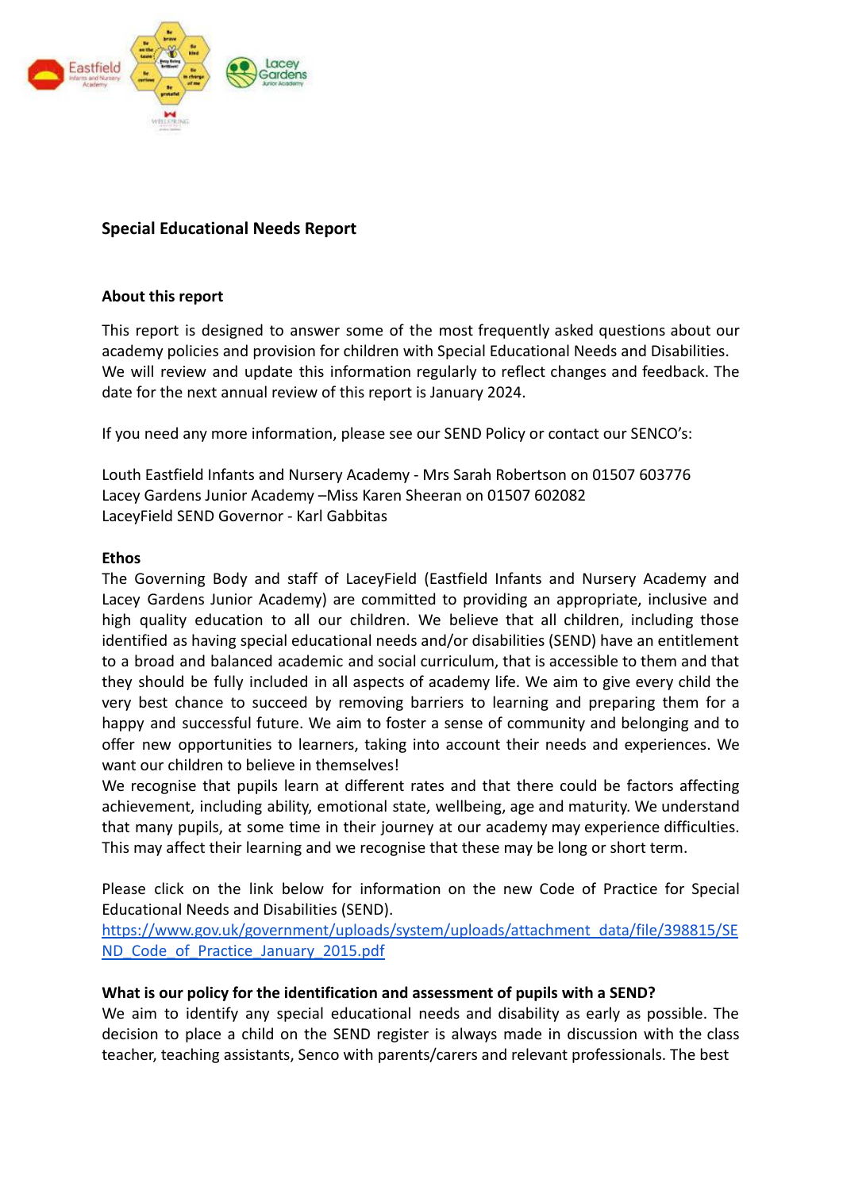## Special Educational Needs Report

### About this report

This report is designed to answer some of the most frequently asked questions about our academy policies and provision for children with Special Educational Needs and Disabilities. We will review and update this information regularly to reflect changes and feedback. The date for the next annual review of this report is January 2024.

If you need any more information, please see our SEND Policy or contact our SENCO's:

Louth Eastfield Infants and Nursery Academy - Mrs Sarah Robertson on 01507 603776
Lacey Gardens Junior Academy –Miss Karen Sheeran on 01507 602082
LaceyField SEND Governor - Karl Gabbitas

### Ethos

The Governing Body and staff of LaceyField (Eastfield Infants and Nursery Academy and Lacey Gardens Junior Academy) are committed to providing an appropriate, inclusive and high quality education to all our children. We believe that all children, including those identified as having special educational needs and/or disabilities (SEND) have an entitlement to a broad and balanced academic and social curriculum, that is accessible to them and that they should be fully included in all aspects of academy life. We aim to give every child the very best chance to succeed by removing barriers to learning and preparing them for a happy and successful future. We aim to foster a sense of community and belonging and to offer new opportunities to learners, taking into account their needs and experiences. We want our children to believe in themselves!

We recognise that pupils learn at different rates and that there could be factors affecting achievement, including ability, emotional state, wellbeing, age and maturity. We understand that many pupils, at some time in their journey at our academy may experience difficulties. This may affect their learning and we recognise that these may be long or short term.

Please click on the link below for information on the new Code of Practice for Special Educational Needs and Disabilities (SEND).
[https://www.gov.uk/government/uploads/system/uploads/attachment_data/file/398815/SEND_Code_of_Practice_January_2015.pdf](https://www.gov.uk/government/uploads/system/uploads/attachment_data/file/398815/SEND_Code_of_Practice_January_2015.pdf)

### What is our policy for the identification and assessment of pupils with a SEND?

We aim to identify any special educational needs and disability as early as possible. The decision to place a child on the SEND register is always made in discussion with the class teacher, teaching assistants, Senco with parents/carers and relevant professionals. The best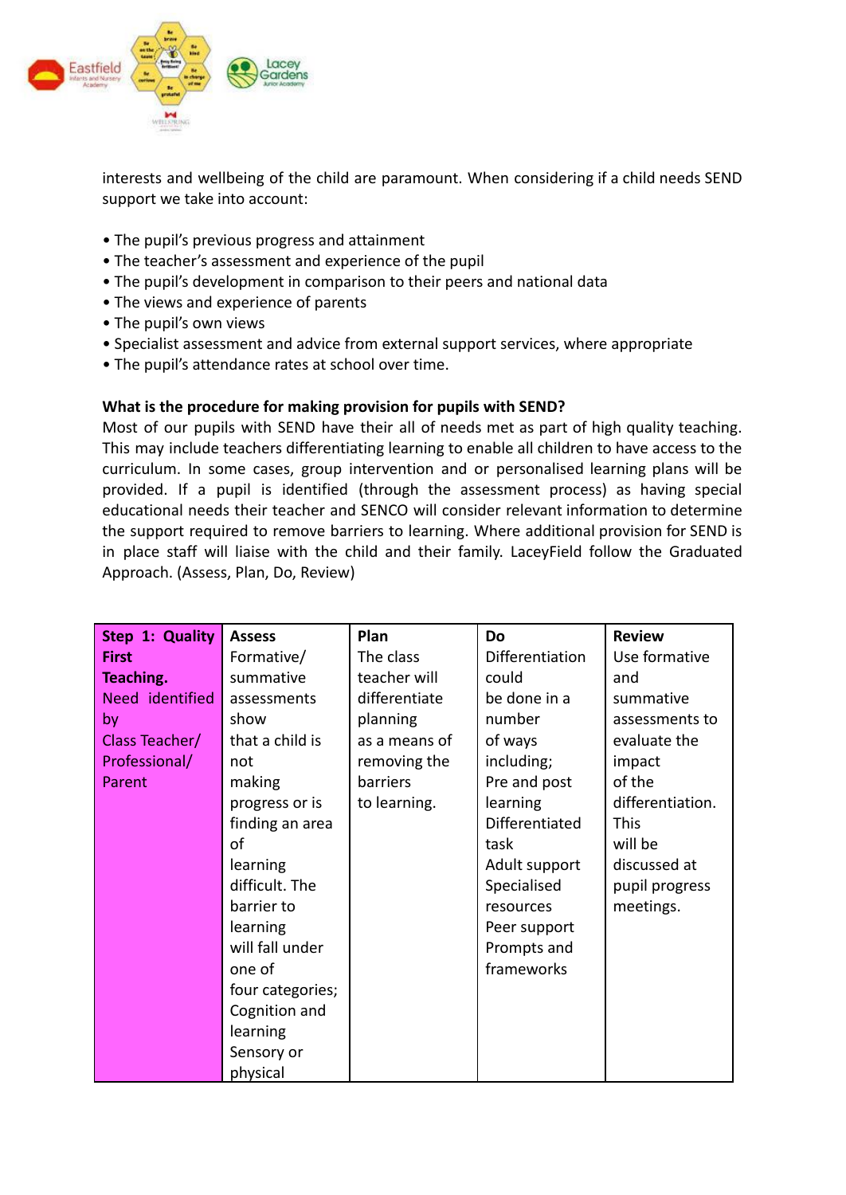interests and wellbeing of the child are paramount. When considering if a child needs SEND support we take into account:

- The pupil's previous progress and attainment
- The teacher's assessment and experience of the pupil
- The pupil's development in comparison to their peers and national data
- The views and experience of parents
- The pupil's own views
- Specialist assessment and advice from external support services, where appropriate
- The pupil's attendance rates at school over time.

**What is the procedure for making provision for pupils with SEND?**
Most of our pupils with SEND have their all of needs met as part of high quality teaching. This may include teachers differentiating learning to enable all children to have access to the curriculum. In some cases, group intervention and or personalised learning plans will be provided. If a pupil is identified (through the assessment process) as having special educational needs their teacher and SENCO will consider relevant information to determine the support required to remove barriers to learning. Where additional provision for SEND is in place staff will liaise with the child and their family. LaceyField follow the Graduated Approach. (Assess, Plan, Do, Review)

| **Step 1: Quality First Teaching.** Need identified by Class Teacher/ Professional/ Parent | **Assess** | **Plan** | **Do** | **Review** |
|---|---|---|---|---|
| | Formative/ summative assessments show that a child is not making progress or is finding an area of learning difficult. The barrier to learning will fall under one of four categories; Cognition and learning Sensory or physical | The class teacher will differentiate planning as a means of removing the barriers to learning. | Differentiation could be done in a number of ways including; Pre and post learning Differentiated task Adult support Specialised resources Peer support Prompts and frameworks | Use formative and summative assessments to evaluate the impact of the differentiation. This will be discussed at pupil progress meetings. |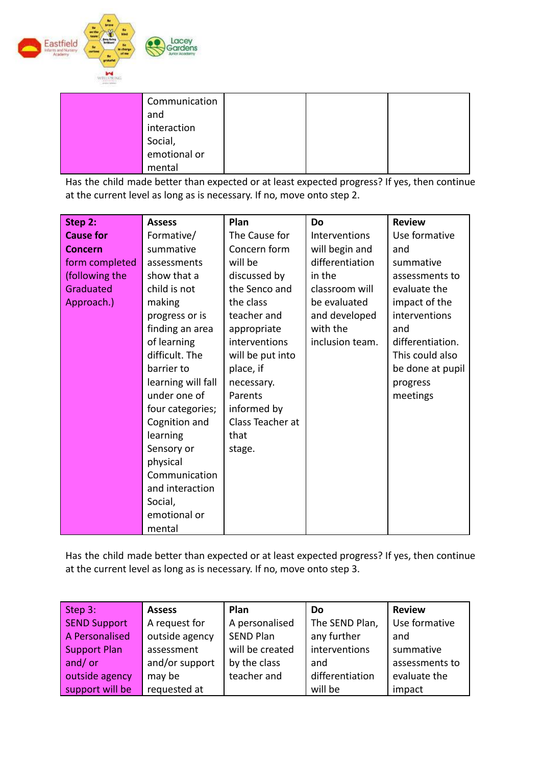| | Communication and interaction Social, emotional or mental | | | |
|---|---|---|---|---|

Has the child made better than expected or at least expected progress? If yes, then continue at the current level as long as is necessary. If no, move onto step 2.

| **Step 2: Cause for Concern** form completed (following the Graduated Approach.) | **Assess** Formative/ summative assessments show that a child is not making progress or is finding an area of learning difficult. The barrier to learning will fall under one of four categories; Cognition and learning Sensory or physical Communication and interaction Social, emotional or mental | **Plan** The Cause for Concern form will be discussed by the Senco and the class teacher and appropriate interventions will be put into place, if necessary. Parents informed by Class Teacher at that stage. | **Do** Interventions will begin and differentiation in the classroom will be evaluated and developed with the inclusion team. | **Review** Use formative and summative assessments to evaluate the impact of the interventions and differentiation. This could also be done at pupil progress meetings |
|---|---|---|---|---|

Has the child made better than expected or at least expected progress? If yes, then continue at the current level as long as is necessary. If no, move onto step 3.

| Step 3: SEND Support A Personalised Support Plan and/ or outside agency support will be | **Assess** A request for outside agency assessment and/or support may be requested at | **Plan** A personalised SEND Plan will be created by the class teacher and | **Do** The SEND Plan, any further interventions and differentiation will be | **Review** Use formative and summative assessments to evaluate the impact |
|---|---|---|---|---|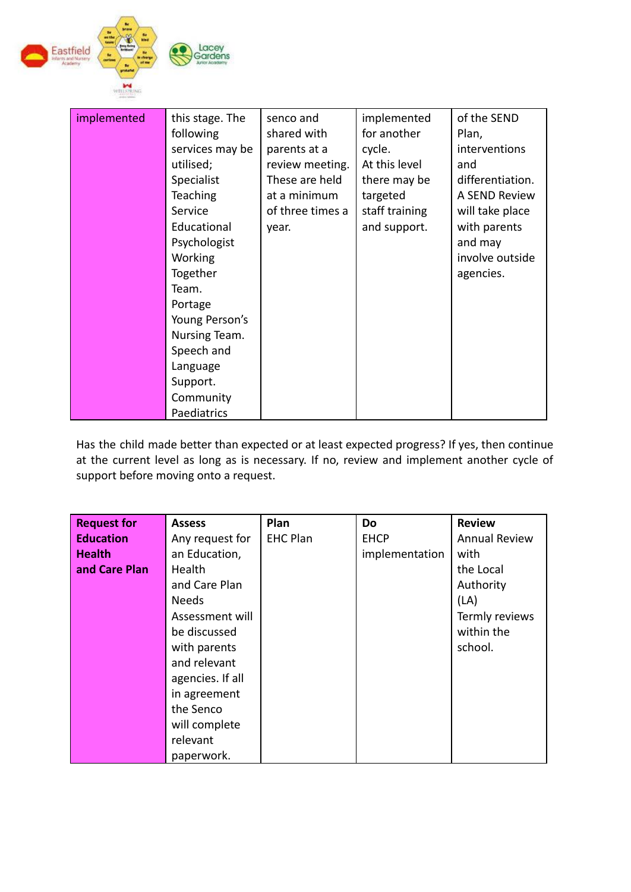| implemented | this stage. The following services may be utilised; Specialist Teaching Service Educational Psychologist Working Together Team. Portage Young Person's Nursing Team. Speech and Language Support. Community Paediatrics | senco and shared with parents at a review meeting. These are held at a minimum of three times a year. | implemented for another cycle. At this level there may be targeted staff training and support. | of the SEND Plan, interventions and differentiation. A SEND Review will take place with parents and may involve outside agencies. |
|---|---|---|---|---|

Has the child made better than expected or at least expected progress? If yes, then continue at the current level as long as is necessary. If no, review and implement another cycle of support before moving onto a request.

| **Request for Education Health and Care Plan** | **Assess** Any request for an Education, Health and Care Plan Needs Assessment will be discussed with parents and relevant agencies. If all in agreement the Senco will complete relevant paperwork. | **Plan** EHC Plan | **Do** EHCP implementation | **Review** Annual Review with the Local Authority (LA) Termly reviews within the school. |
|---|---|---|---|---|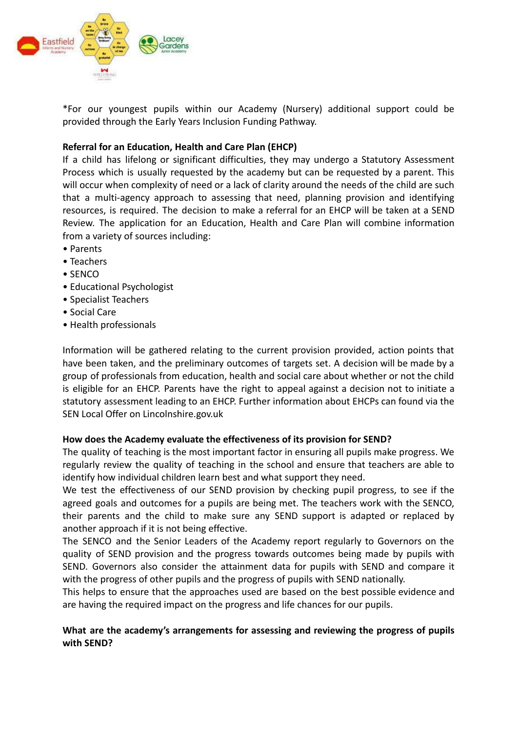*For our youngest pupils within our Academy (Nursery) additional support could be provided through the Early Years Inclusion Funding Pathway.

**Referral for an Education, Health and Care Plan (EHCP)**

If a child has lifelong or significant difficulties, they may undergo a Statutory Assessment Process which is usually requested by the academy but can be requested by a parent. This will occur when complexity of need or a lack of clarity around the needs of the child are such that a multi-agency approach to assessing that need, planning provision and identifying resources, is required. The decision to make a referral for an EHCP will be taken at a SEND Review. The application for an Education, Health and Care Plan will combine information from a variety of sources including:

- Parents
- Teachers
- SENCO
- Educational Psychologist
- Specialist Teachers
- Social Care
- Health professionals

Information will be gathered relating to the current provision provided, action points that have been taken, and the preliminary outcomes of targets set. A decision will be made by a group of professionals from education, health and social care about whether or not the child is eligible for an EHCP. Parents have the right to appeal against a decision not to initiate a statutory assessment leading to an EHCP. Further information about EHCPs can found via the SEN Local Offer on Lincolnshire.gov.uk

**How does the Academy evaluate the effectiveness of its provision for SEND?**

The quality of teaching is the most important factor in ensuring all pupils make progress. We regularly review the quality of teaching in the school and ensure that teachers are able to identify how individual children learn best and what support they need.

We test the effectiveness of our SEND provision by checking pupil progress, to see if the agreed goals and outcomes for a pupils are being met. The teachers work with the SENCO, their parents and the child to make sure any SEND support is adapted or replaced by another approach if it is not being effective.

The SENCO and the Senior Leaders of the Academy report regularly to Governors on the quality of SEND provision and the progress towards outcomes being made by pupils with SEND. Governors also consider the attainment data for pupils with SEND and compare it with the progress of other pupils and the progress of pupils with SEND nationally.

This helps to ensure that the approaches used are based on the best possible evidence and are having the required impact on the progress and life chances for our pupils.

**What are the academy's arrangements for assessing and reviewing the progress of pupils with SEND?**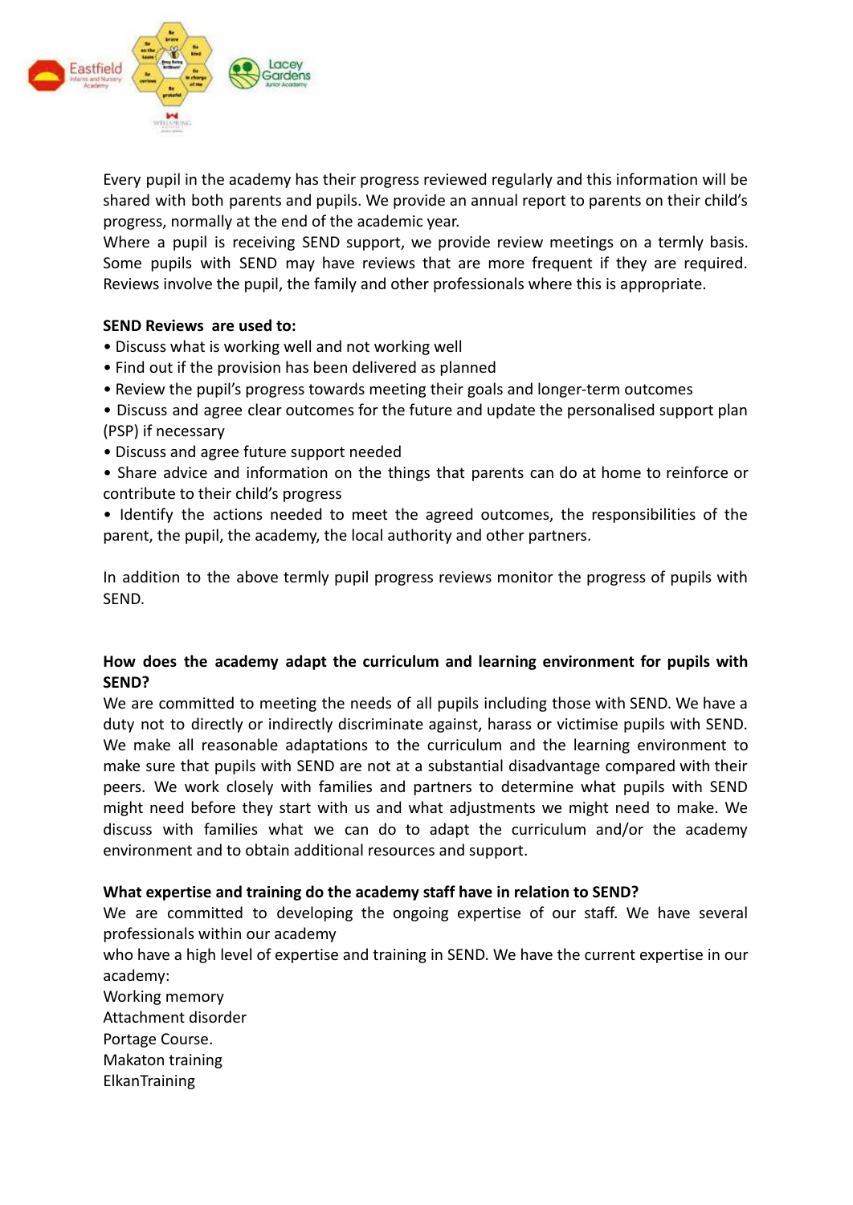Every pupil in the academy has their progress reviewed regularly and this information will be shared with both parents and pupils. We provide an annual report to parents on their child's progress, normally at the end of the academic year.
Where a pupil is receiving SEND support, we provide review meetings on a termly basis. Some pupils with SEND may have reviews that are more frequent if they are required. Reviews involve the pupil, the family and other professionals where this is appropriate.

**SEND Reviews are used to:**

- Discuss what is working well and not working well
- Find out if the provision has been delivered as planned
- Review the pupil's progress towards meeting their goals and longer-term outcomes
- Discuss and agree clear outcomes for the future and update the personalised support plan (PSP) if necessary
- Discuss and agree future support needed
- Share advice and information on the things that parents can do at home to reinforce or contribute to their child's progress
- Identify the actions needed to meet the agreed outcomes, the responsibilities of the parent, the pupil, the academy, the local authority and other partners.

In addition to the above termly pupil progress reviews monitor the progress of pupils with SEND.

**How does the academy adapt the curriculum and learning environment for pupils with SEND?**

We are committed to meeting the needs of all pupils including those with SEND. We have a duty not to directly or indirectly discriminate against, harass or victimise pupils with SEND. We make all reasonable adaptations to the curriculum and the learning environment to make sure that pupils with SEND are not at a substantial disadvantage compared with their peers. We work closely with families and partners to determine what pupils with SEND might need before they start with us and what adjustments we might need to make. We discuss with families what we can do to adapt the curriculum and/or the academy environment and to obtain additional resources and support.

**What expertise and training do the academy staff have in relation to SEND?**

We are committed to developing the ongoing expertise of our staff. We have several professionals within our academy
who have a high level of expertise and training in SEND. We have the current expertise in our academy:
Working memory
Attachment disorder
Portage Course.
Makaton training
ElkanTraining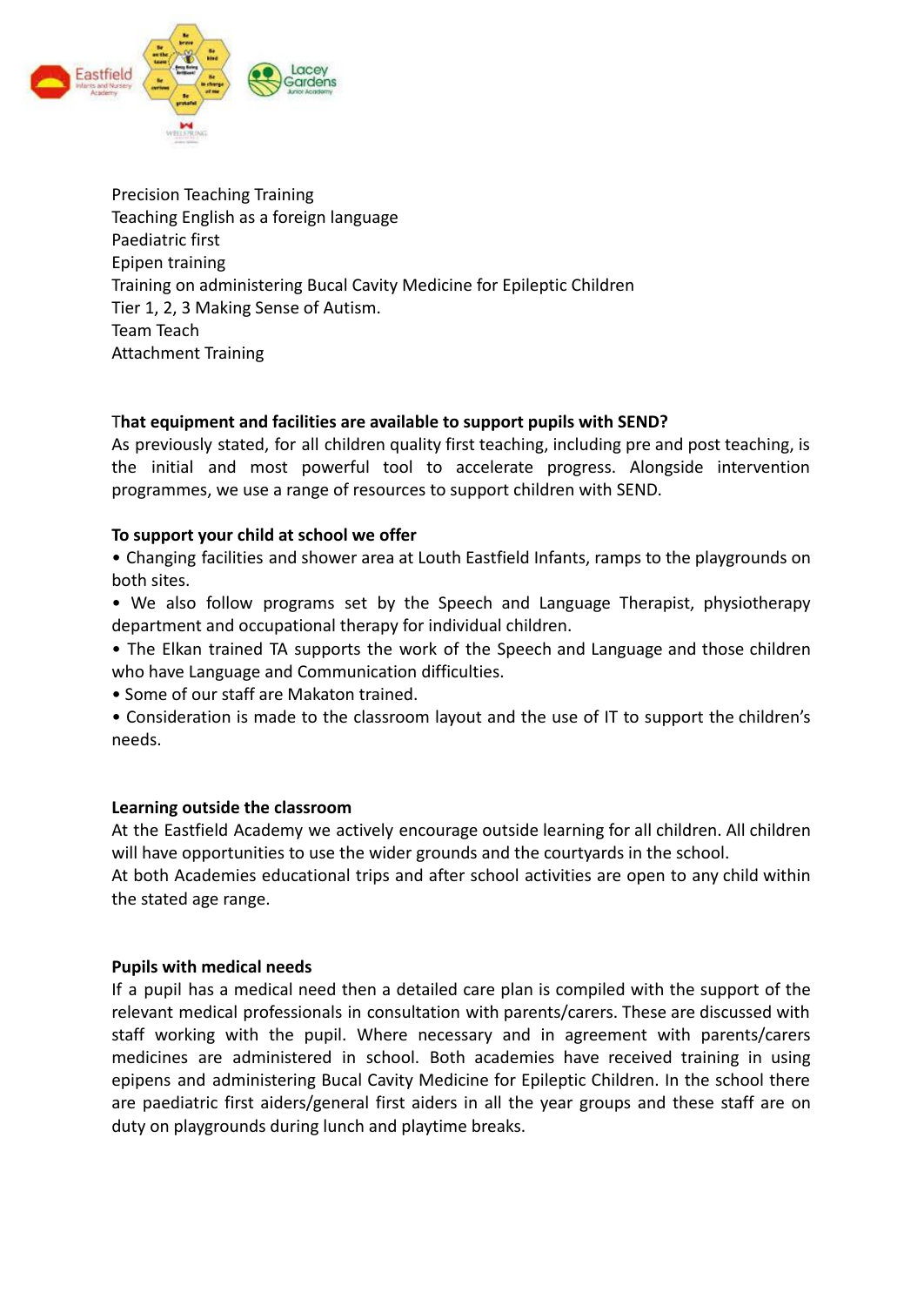Precision Teaching Training
Teaching English as a foreign language
Paediatric first
Epipen training
Training on administering Bucal Cavity Medicine for Epileptic Children
Tier 1, 2, 3 Making Sense of Autism.
Team Teach
Attachment Training

**That equipment and facilities are available to support pupils with SEND?**

As previously stated, for all children quality first teaching, including pre and post teaching, is the initial and most powerful tool to accelerate progress. Alongside intervention programmes, we use a range of resources to support children with SEND.

**To support your child at school we offer**

- Changing facilities and shower area at Louth Eastfield Infants, ramps to the playgrounds on both sites.
- We also follow programs set by the Speech and Language Therapist, physiotherapy department and occupational therapy for individual children.
- The Elkan trained TA supports the work of the Speech and Language and those children who have Language and Communication difficulties.
- Some of our staff are Makaton trained.
- Consideration is made to the classroom layout and the use of IT to support the children's needs.

**Learning outside the classroom**

At the Eastfield Academy we actively encourage outside learning for all children. All children will have opportunities to use the wider grounds and the courtyards in the school.
At both Academies educational trips and after school activities are open to any child within the stated age range.

**Pupils with medical needs**

If a pupil has a medical need then a detailed care plan is compiled with the support of the relevant medical professionals in consultation with parents/carers. These are discussed with staff working with the pupil. Where necessary and in agreement with parents/carers medicines are administered in school. Both academies have received training in using epipens and administering Bucal Cavity Medicine for Epileptic Children. In the school there are paediatric first aiders/general first aiders in all the year groups and these staff are on duty on playgrounds during lunch and playtime breaks.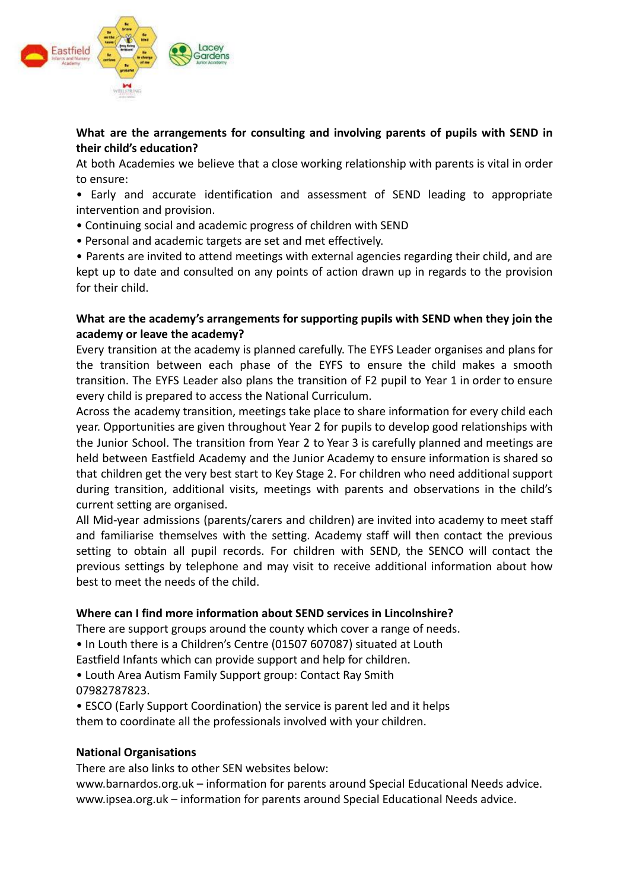**What are the arrangements for consulting and involving parents of pupils with SEND in their child's education?**

At both Academies we believe that a close working relationship with parents is vital in order to ensure:

- Early and accurate identification and assessment of SEND leading to appropriate intervention and provision.
- Continuing social and academic progress of children with SEND
- Personal and academic targets are set and met effectively.
- Parents are invited to attend meetings with external agencies regarding their child, and are kept up to date and consulted on any points of action drawn up in regards to the provision for their child.

**What are the academy's arrangements for supporting pupils with SEND when they join the academy or leave the academy?**

Every transition at the academy is planned carefully. The EYFS Leader organises and plans for the transition between each phase of the EYFS to ensure the child makes a smooth transition. The EYFS Leader also plans the transition of F2 pupil to Year 1 in order to ensure every child is prepared to access the National Curriculum.

Across the academy transition, meetings take place to share information for every child each year. Opportunities are given throughout Year 2 for pupils to develop good relationships with the Junior School. The transition from Year 2 to Year 3 is carefully planned and meetings are held between Eastfield Academy and the Junior Academy to ensure information is shared so that children get the very best start to Key Stage 2. For children who need additional support during transition, additional visits, meetings with parents and observations in the child's current setting are organised.

All Mid-year admissions (parents/carers and children) are invited into academy to meet staff and familiarise themselves with the setting. Academy staff will then contact the previous setting to obtain all pupil records. For children with SEND, the SENCO will contact the previous settings by telephone and may visit to receive additional information about how best to meet the needs of the child.

**Where can I find more information about SEND services in Lincolnshire?**

There are support groups around the county which cover a range of needs.

- In Louth there is a Children's Centre (01507 607087) situated at Louth Eastfield Infants which can provide support and help for children.
- Louth Area Autism Family Support group: Contact Ray Smith 07982787823.
- ESCO (Early Support Coordination) the service is parent led and it helps them to coordinate all the professionals involved with your children.

**National Organisations**

There are also links to other SEN websites below:

www.barnardos.org.uk – information for parents around Special Educational Needs advice.

www.ipsea.org.uk – information for parents around Special Educational Needs advice.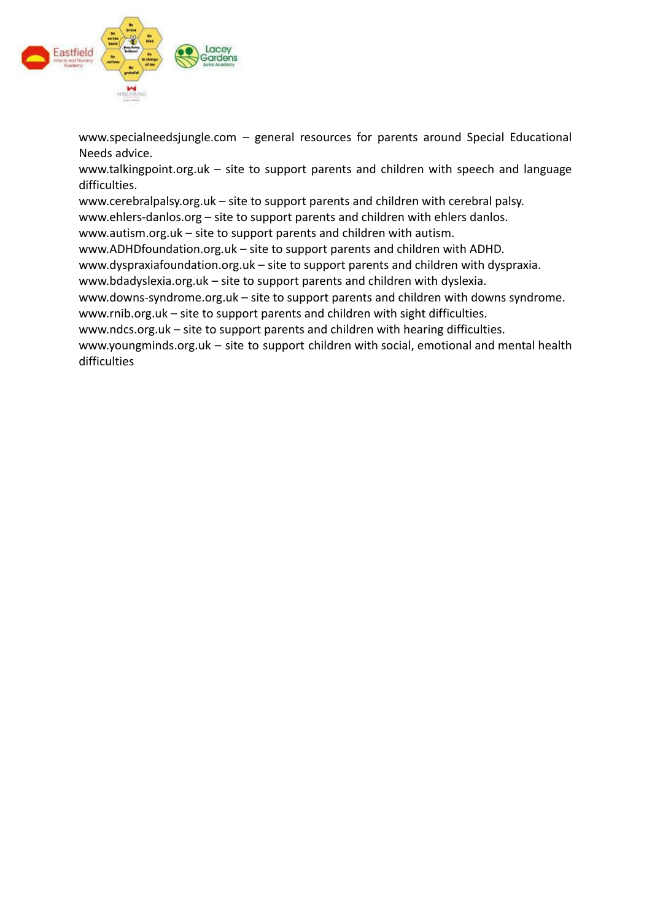www.specialneedsjungle.com – general resources for parents around Special Educational Needs advice.
www.talkingpoint.org.uk – site to support parents and children with speech and language difficulties.
www.cerebralpalsy.org.uk – site to support parents and children with cerebral palsy.
www.ehlers-danlos.org – site to support parents and children with ehlers danlos.
www.autism.org.uk – site to support parents and children with autism.
www.ADHDfoundation.org.uk – site to support parents and children with ADHD.
www.dyspraxiafoundation.org.uk – site to support parents and children with dyspraxia.
www.bdadyslexia.org.uk – site to support parents and children with dyslexia.
www.downs-syndrome.org.uk – site to support parents and children with downs syndrome.
www.rnib.org.uk – site to support parents and children with sight difficulties.
www.ndcs.org.uk – site to support parents and children with hearing difficulties.
www.youngminds.org.uk – site to support children with social, emotional and mental health difficulties